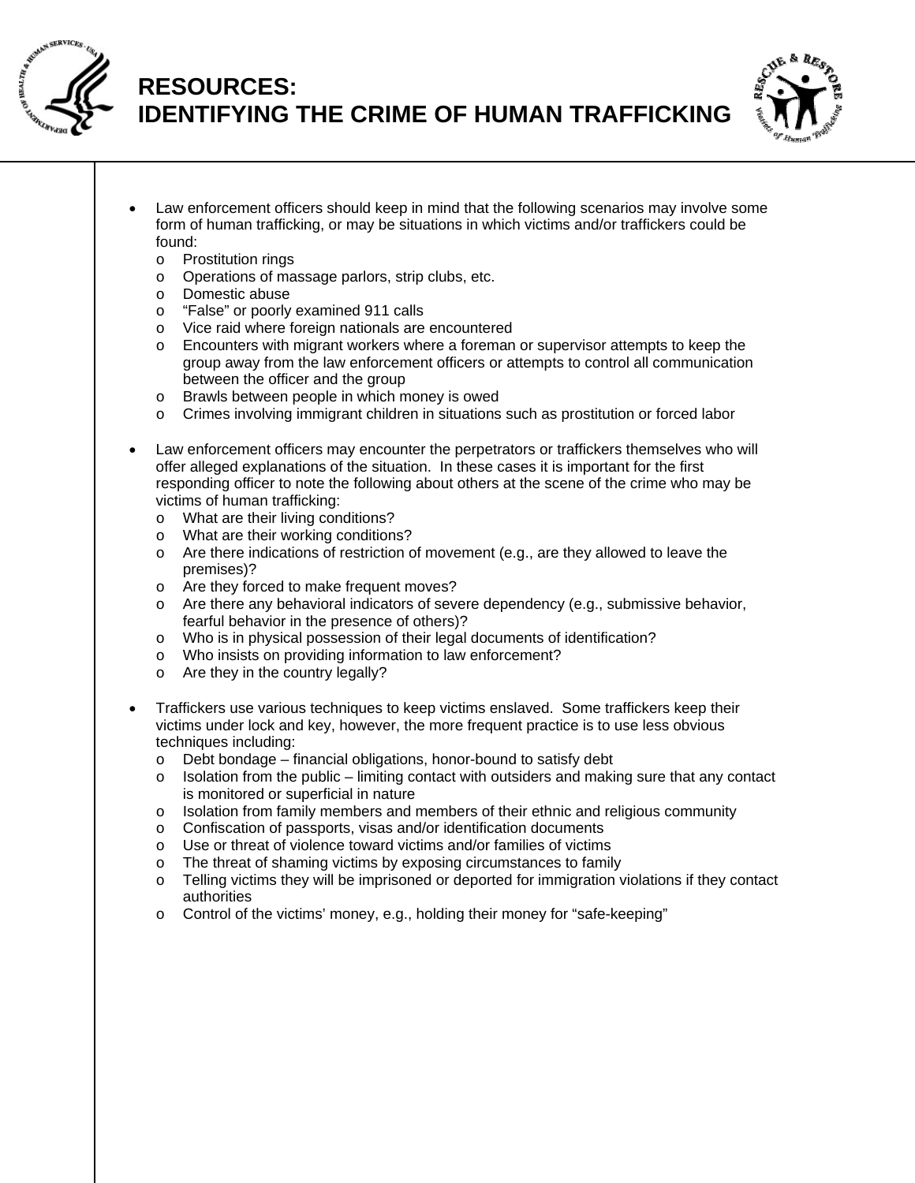# RESOURCES: IDENTIFYING THE CRIME OF HUMAN TRAFFICKING

- Law enforcement officers should keep in mind that the following scenarios may involve some form of human trafficking, or may be situations in which victims and/or traffickers could be found:
  - Prostitution rings
  - Operations of massage parlors, strip clubs, etc.
  - Domestic abuse
  - “False” or poorly examined 911 calls
  - Vice raid where foreign nationals are encountered
  - Encounters with migrant workers where a foreman or supervisor attempts to keep the group away from the law enforcement officers or attempts to control all communication between the officer and the group
  - Brawls between people in which money is owed
  - Crimes involving immigrant children in situations such as prostitution or forced labor

- Law enforcement officers may encounter the perpetrators or traffickers themselves who will offer alleged explanations of the situation. In these cases it is important for the first responding officer to note the following about others at the scene of the crime who may be victims of human trafficking:
  - What are their living conditions?
  - What are their working conditions?
  - Are there indications of restriction of movement (e.g., are they allowed to leave the premises)?
  - Are they forced to make frequent moves?
  - Are there any behavioral indicators of severe dependency (e.g., submissive behavior, fearful behavior in the presence of others)?
  - Who is in physical possession of their legal documents of identification?
  - Who insists on providing information to law enforcement?
  - Are they in the country legally?

- Traffickers use various techniques to keep victims enslaved. Some traffickers keep their victims under lock and key, however, the more frequent practice is to use less obvious techniques including:
  - Debt bondage – financial obligations, honor-bound to satisfy debt
  - Isolation from the public – limiting contact with outsiders and making sure that any contact is monitored or superficial in nature
  - Isolation from family members and members of their ethnic and religious community
  - Confiscation of passports, visas and/or identification documents
  - Use or threat of violence toward victims and/or families of victims
  - The threat of shaming victims by exposing circumstances to family
  - Telling victims they will be imprisoned or deported for immigration violations if they contact authorities
  - Control of the victims’ money, e.g., holding their money for “safe-keeping”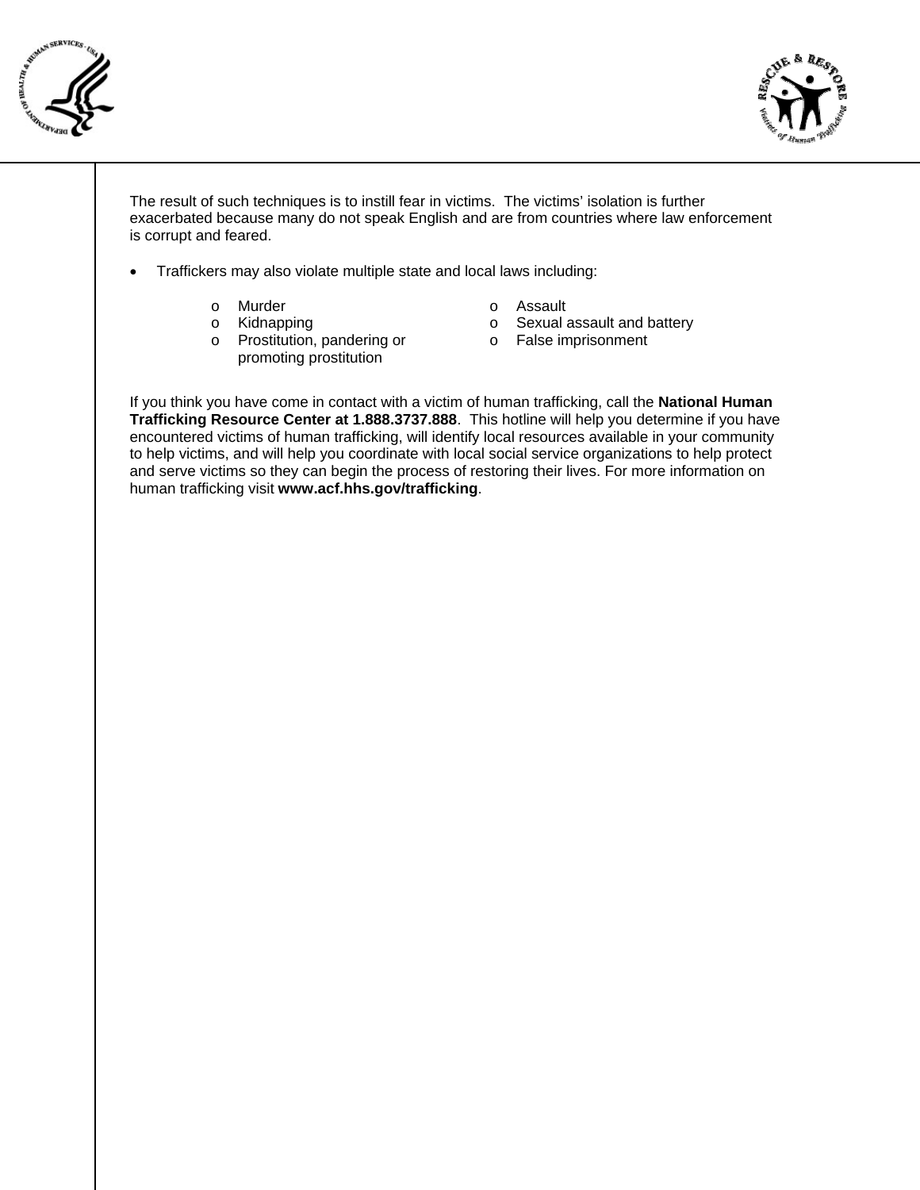The result of such techniques is to instill fear in victims. The victims' isolation is further exacerbated because many do not speak English and are from countries where law enforcement is corrupt and feared.

- Traffickers may also violate multiple state and local laws including:
    - Murder
    - Kidnapping
    - Prostitution, pandering or promoting prostitution
    - Assault
    - Sexual assault and battery
    - False imprisonment

If you think you have come in contact with a victim of human trafficking, call the **National Human Trafficking Resource Center at 1.888.3737.888**. This hotline will help you determine if you have encountered victims of human trafficking, will identify local resources available in your community to help victims, and will help you coordinate with local social service organizations to help protect and serve victims so they can begin the process of restoring their lives. For more information on human trafficking visit **www.acf.hhs.gov/trafficking**.